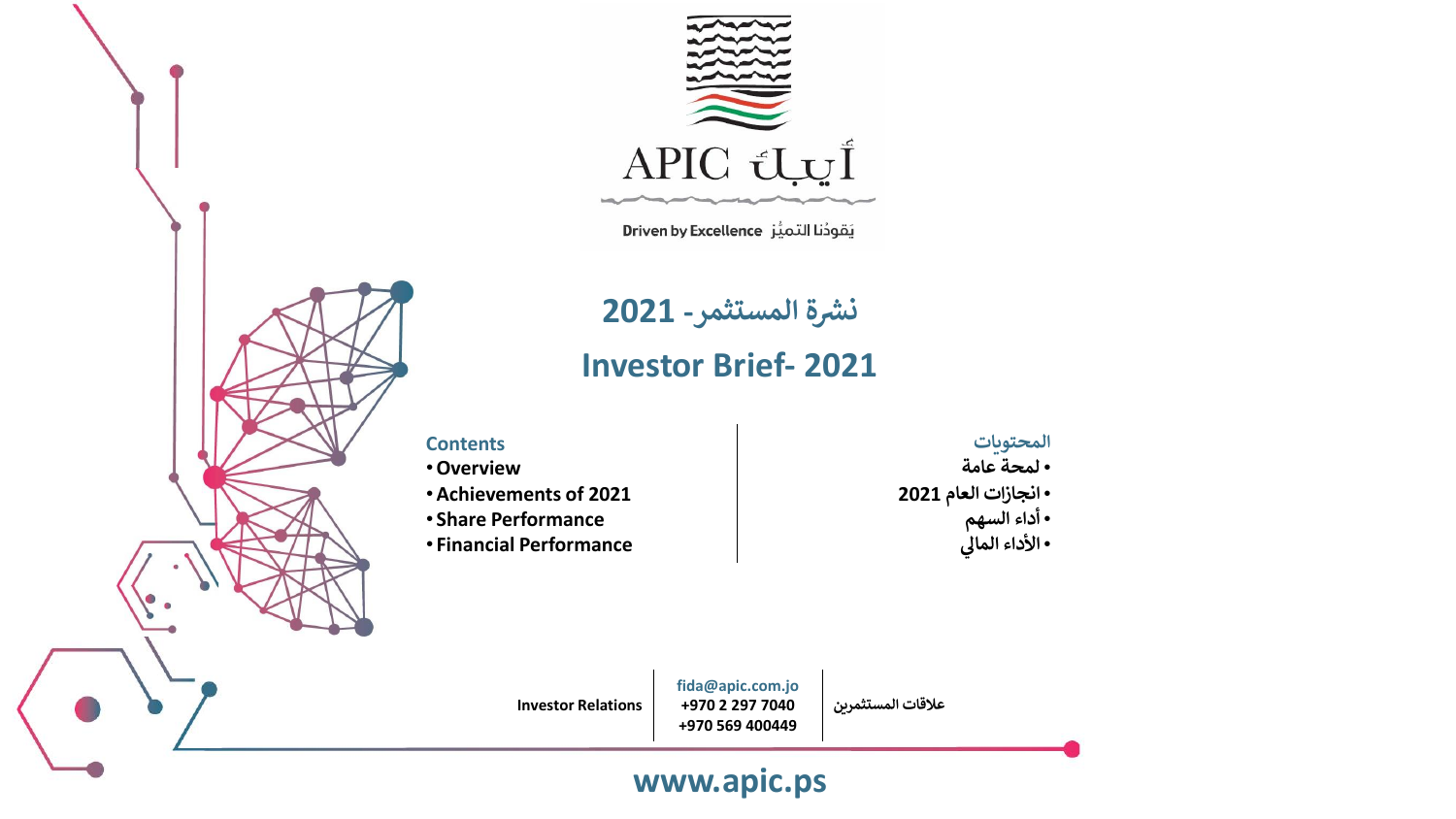APIC أيبك

Driven by Excellence يَقودُنا التميُّز

# نشرة المستثمر- 2021

# Investor Brief- 2021

**Contents**

- **Overview**
- **Achievements of 2021**
- **Share Performance**
- **Financial Performance**

**المحتويات**

- **لمحة عامة**
- **انجازات العام 2021**
- **أداء السهم**
- **الأداء المالي**

**Investor Relations** | **علاقات المستثمرين**

**fida@apic.com.jo**
**+970 2 297 7040**
**+970 569 400449**

**www.apic.ps**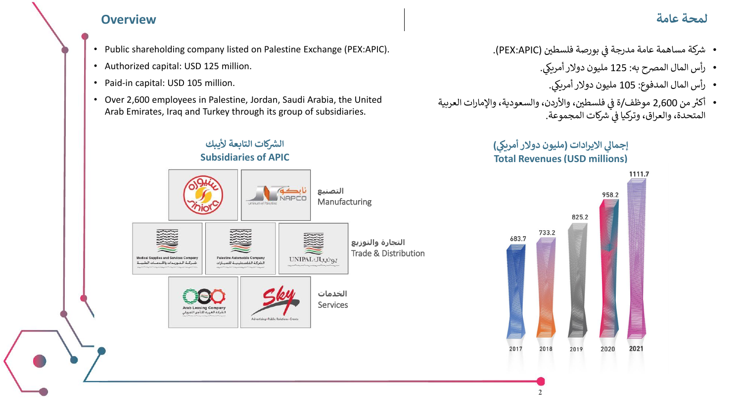## Overview

- Public shareholding company listed on Palestine Exchange (PEX:APIC).
- Authorized capital: USD 125 million.
- Paid-in capital: USD 105 million.
- Over 2,600 employees in Palestine, Jordan, Saudi Arabia, the United Arab Emirates, Iraq and Turkey through its group of subsidiaries.

## لمحة عامة

- شركة مساهمة عامة مدرجة في بورصة فلسطين (PEX:APIC).
- رأس المال المصرح به: 125 مليون دولار أمريكي.
- رأس المال المدفوع: 105 مليون دولار أمريكي.
- أكثر من 2,600 موظف/ة في فلسطين، والأردن، والسعودية، والإمارات العربية المتحدة، والعراق، وتركيا في شركات المجموعة.

### الشركات التابعة لأبيك
### Subsidiaries of APIC

**التصنيع / Manufacturing**
- Siniora
- NAPCO (Aluminum of Palestine)

**التجارة والتوزيع / Trade & Distribution**
- Medical Supplies and Services Company
- Palestine Automobile Company
- UNIPAL

**الخدمات / Services**
- Arab Leasing Company
- Sky (Advertising • Public Relations • Events)

### إجمالي الايرادات (مليون دولار أمريكي)
### Total Revenues (USD millions)

| Year | Revenue |
| --- | --- |
| 2017 | 683.7 |
| 2018 | 733.2 |
| 2019 | 825.2 |
| 2020 | 958.2 |
| 2021 | 1111.7 |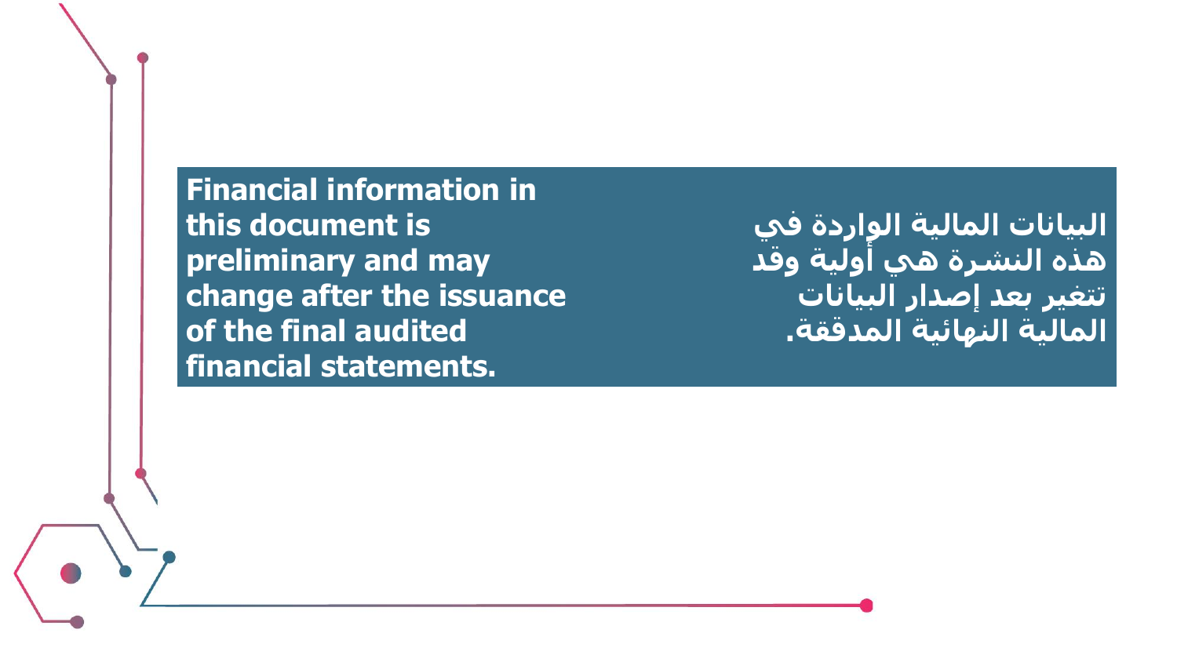**Financial information in this document is preliminary and may change after the issuance of the final audited financial statements.**

**البيانات المالية الواردة في هذه النشرة هي أولية وقد تتغير بعد إصدار البيانات المالية النهائية المدققة.**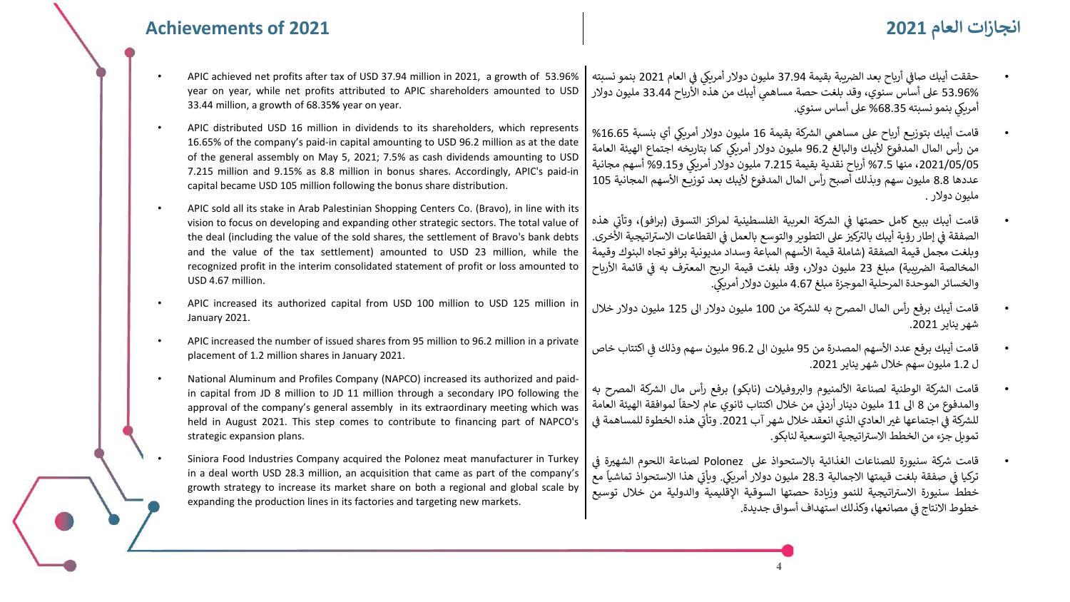## Achievements of 2021

- APIC achieved net profits after tax of USD 37.94 million in 2021, a growth of 53.96% year on year, while net profits attributed to APIC shareholders amounted to USD 33.44 million, a growth of 68.35**%** year on year.
- APIC distributed USD 16 million in dividends to its shareholders, which represents 16.65% of the company's paid-in capital amounting to USD 96.2 million as at the date of the general assembly on May 5, 2021; 7.5% as cash dividends amounting to USD 7.215 million and 9.15% as 8.8 million in bonus shares. Accordingly, APIC's paid-in capital became USD 105 million following the bonus share distribution.
- APIC sold all its stake in Arab Palestinian Shopping Centers Co. (Bravo), in line with its vision to focus on developing and expanding other strategic sectors. The total value of the deal (including the value of the sold shares, the settlement of Bravo's bank debts and the value of the tax settlement) amounted to USD 23 million, while the recognized profit in the interim consolidated statement of profit or loss amounted to USD 4.67 million.
- APIC increased its authorized capital from USD 100 million to USD 125 million in January 2021.
- APIC increased the number of issued shares from 95 million to 96.2 million in a private placement of 1.2 million shares in January 2021.
- National Aluminum and Profiles Company (NAPCO) increased its authorized and paid-in capital from JD 8 million to JD 11 million through a secondary IPO following the approval of the company's general assembly in its extraordinary meeting which was held in August 2021. This step comes to contribute to financing part of NAPCO's strategic expansion plans.
- Siniora Food Industries Company acquired the Polonez meat manufacturer in Turkey in a deal worth USD 28.3 million, an acquisition that came as part of the company's growth strategy to increase its market share on both a regional and global scale by expanding the production lines in its factories and targeting new markets.

## انجازات العام 2021

- حققت أبيك صافي أرباح بعد الضريبة بقيمة 37.94 مليون دولار أمريكي في العام 2021 بنمو نسبته 53.96% على أساس سنوي، وقد بلغت حصة مساهمي أبيك من هذه الأرباح 33.44 مليون دولار أمريكي بنمو نسبته 68.35% على أساس سنوي.
- قامت أبيك بتوزيع أرباح على مساهمي الشركة بقيمة 16 مليون دولار أمريكي أي بنسبة 16.65% من رأس المال المدفوع لأبيك والبالغ 96.2 مليون دولار أمريكي كما بتاريخه اجتماع الهيئة العامة 2021/05/05، منها 7.5% أرباح نقدية بقيمة 7.215 مليون دولار أمريكي و9.15% أسهم مجانية عددها 8.8 مليون سهم وبذلك أصبح رأس المال المدفوع لأبيك بعد توزيع الأسهم المجانية 105 مليون دولار .
- قامت أبيك ببيع كامل حصتها في الشركة العربية الفلسطينية لمراكز التسوق (برافو)، وتأتي هذه الصفقة في إطار رؤية أبيك بالتركيز على التطوير والتوسع بالعمل في القطاعات الاستراتيجية الأخرى. وبلغت مجمل قيمة الصفقة (شاملة قيمة الأسهم المباعة وسداد مديونية برافو تجاه البنوك وقيمة المخالصة الضريبية) مبلغ 23 مليون دولار، وقد بلغت قيمة الربح المعترف به في قائمة الأرباح والخسائر الموحدة المرحلية الموجزة مبلغ 4.67 مليون دولار أمريكي.
- قامت أبيك برفع رأس المال المصرح به للشركة من 100 مليون دولار الى 125 مليون دولار خلال شهر يناير 2021.
- قامت أبيك برفع عدد الأسهم المصدرة من 95 مليون الى 96.2 مليون سهم وذلك في اكتتاب خاص ل 1.2 مليون سهم خلال شهر يناير 2021.
- قامت الشركة الوطنية لصناعة الألمنيوم والبروفيلات (نابكو) برفع رأس مال الشركة المصرح به والمدفوع من 8 الى 11 مليون دينار أردني من خلال اكتتاب ثانوي عام لاحقاً لموافقة الهيئة العامة للشركة في اجتماعها غير العادي الذي انعقد خلال شهر آب 2021. وتأتي هذه الخطوة للمساهمة في تمويل جزء من الخطط الاستراتيجية التوسعية لنابكو.
- قامت شركة سنيورة للصناعات الغذائية بالاستحواذ على Polonez لصناعة اللحوم الشهيرة في تركيا في صفقة بلغت قيمتها الاجمالية 28.3 مليون دولار أمريكي. ويأتي هذا الاستحواذ تماشياً مع خطط سنيورة الاستراتيجية للنمو وزيادة حصتها السوقية الإقليمية والدولية من خلال توسيع خطوط الانتاج في مصانعها، وكذلك استهداف أسواق جديدة.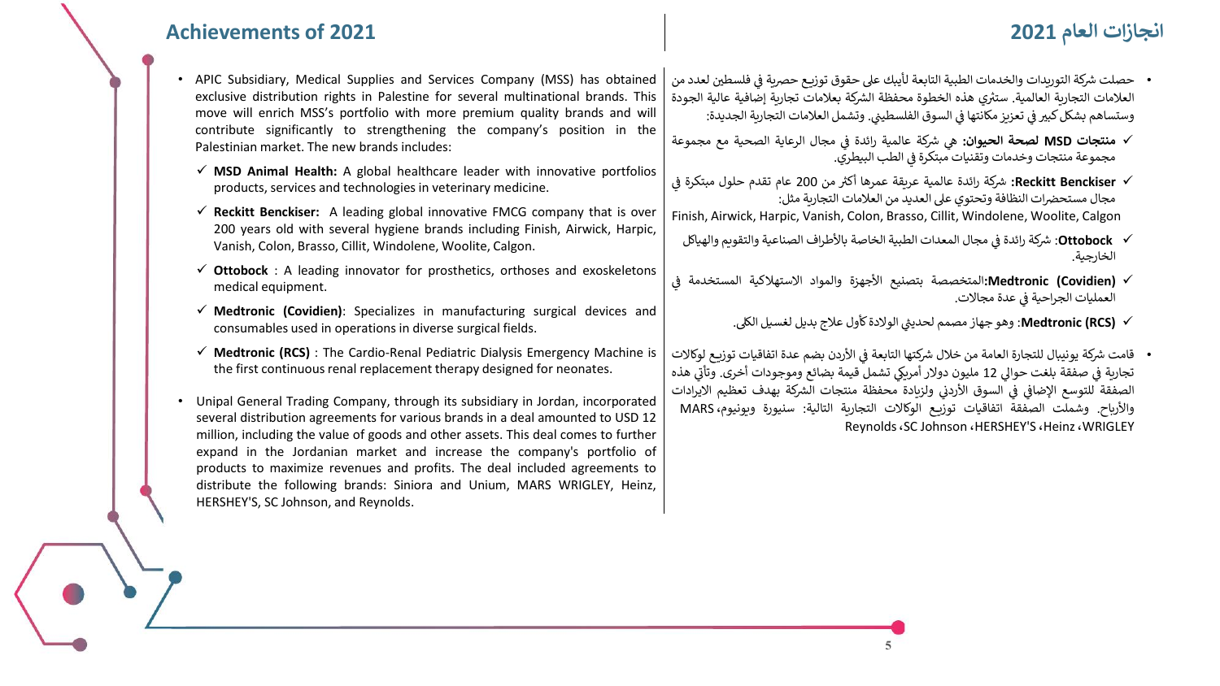## Achievements of 2021

- APIC Subsidiary, Medical Supplies and Services Company (MSS) has obtained exclusive distribution rights in Palestine for several multinational brands. This move will enrich MSS's portfolio with more premium quality brands and will contribute significantly to strengthening the company's position in the Palestinian market. The new brands includes:
  - ✓ **MSD Animal Health:** A global healthcare leader with innovative portfolios products, services and technologies in veterinary medicine.
  - ✓ **Reckitt Benckiser:** A leading global innovative FMCG company that is over 200 years old with several hygiene brands including Finish, Airwick, Harpic, Vanish, Colon, Brasso, Cillit, Windolene, Woolite, Calgon.
  - ✓ **Ottobock** : A leading innovator for prosthetics, orthoses and exoskeletons medical equipment.
  - ✓ **Medtronic (Covidien)**: Specializes in manufacturing surgical devices and consumables used in operations in diverse surgical fields.
  - ✓ **Medtronic (RCS)** : The Cardio-Renal Pediatric Dialysis Emergency Machine is the first continuous renal replacement therapy designed for neonates.
- Unipal General Trading Company, through its subsidiary in Jordan, incorporated several distribution agreements for various brands in a deal amounted to USD 12 million, including the value of goods and other assets. This deal comes to further expand in the Jordanian market and increase the company's portfolio of products to maximize revenues and profits. The deal included agreements to distribute the following brands: Siniora and Unium, MARS WRIGLEY, Heinz, HERSHEY'S, SC Johnson, and Reynolds.

## انجازات العام 2021

- حصلت شركة التوريدات والخدمات الطبية التابعة لأبيك على حقوق توزيع حصرية في فلسطين لعدد من العلامات التجارية العالمية. ستثري هذه الخطوة محفظة الشركة بعلامات تجارية إضافية عالية الجودة وستساهم بشكل كبير في تعزيز مكانتها في السوق الفلسطيني. وتشمل العلامات التجارية الجديدة:
  - ✓ **منتجات MSD لصحة الحيوان:** هي شركة عالمية رائدة في مجال الرعاية الصحية مع مجموعة مجموعة منتجات وخدمات وتقنيات مبتكرة في الطب البيطري.
  - ✓ **Reckitt Benckiser:** شركة رائدة عالمية عريقة عمرها أكثر من 200 عام تقدم حلول مبتكرة في مجال مستحضرات النظافة وتحتوي على العديد من العلامات التجارية مثل: Finish, Airwick, Harpic, Vanish, Colon, Brasso, Cillit, Windolene, Woolite, Calgon
  - ✓ **Ottobock**: شركة رائدة في مجال المعدات الطبية الخاصة بالأطراف الصناعية والتقويم والهياكل الخارجية.
  - ✓ **Medtronic (Covidien):** المتخصصة بتصنيع الأجهزة والمواد الاستهلاكية المستخدمة في العمليات الجراحية في عدة مجالات.
  - ✓ **Medtronic (RCS)**: وهو جهاز مصمم لحديثي الولادة كأول علاج بديل لغسيل الكلى.
- قامت شركة يونيبال للتجارة العامة من خلال شركتها التابعة في الأردن بضم عدة اتفاقيات توزيع لوكالات تجارية في صفقة بلغت حوالي 12 مليون دولار أمريكي تشمل قيمة بضائع وموجودات أخرى. وتأتي هذه الصفقة للتوسع الإضافي في السوق الأردني ولزيادة محفظة منتجات الشركة بهدف تعظيم الايرادات والأرباح. وشملت الصفقة اتفاقيات توزيع الوكالات التجارية التالية: سنيورة ويونيوم، MARS WRIGLEY، Heinz، HERSHEY'S، SC Johnson، Reynolds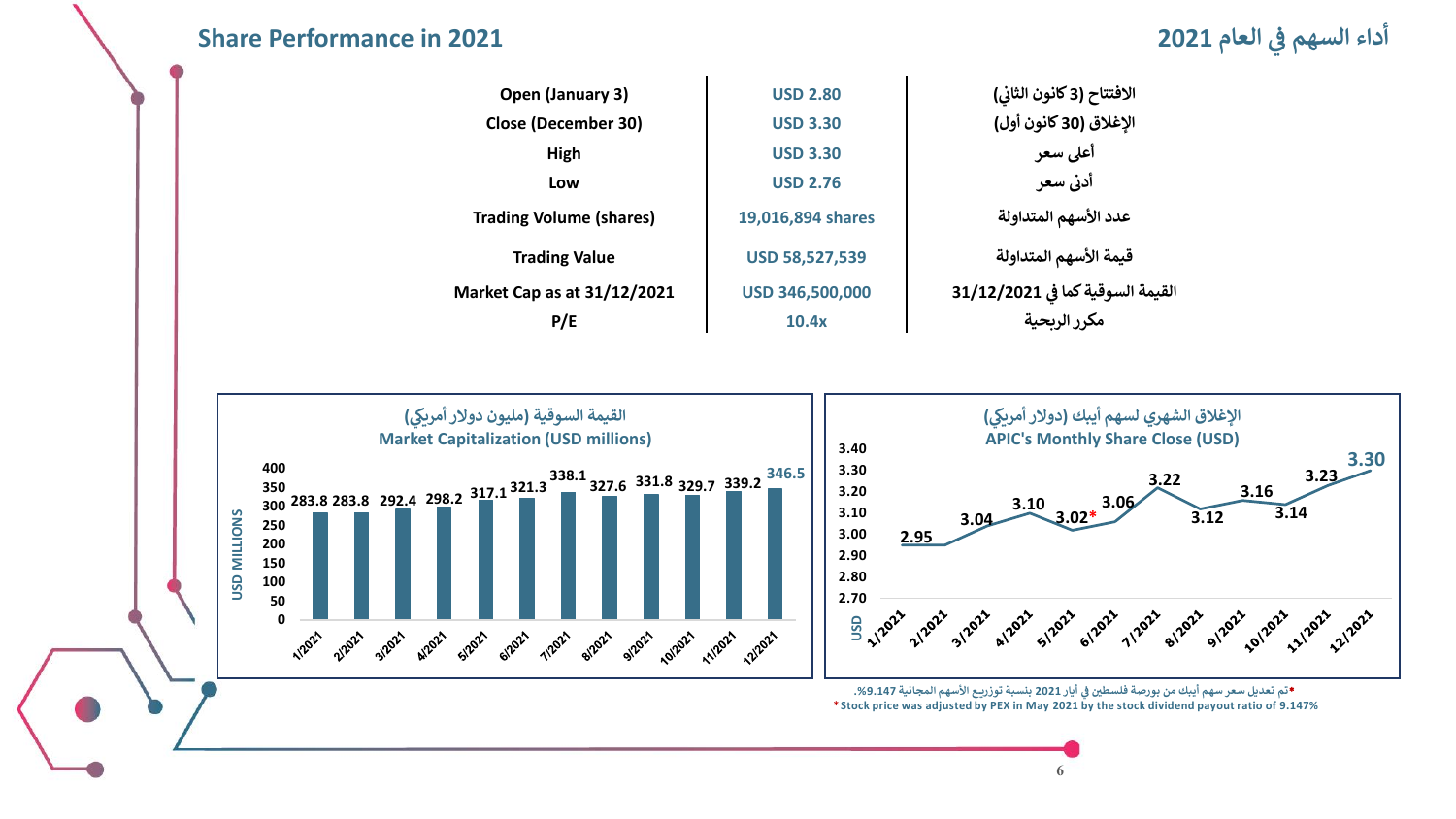## Share Performance in 2021

## أداء السهم في العام 2021

| | | |
|---|---|---|
| Open (January 3) | USD 2.80 | الافتتاح (3 كانون الثاني) |
| Close (December 30) | USD 3.30 | الإغلاق (30 كانون أول) |
| High | USD 3.30 | أعلى سعر |
| Low | USD 2.76 | أدنى سعر |
| Trading Volume (shares) | 19,016,894 shares | عدد الأسهم المتداولة |
| Trading Value | USD 58,527,539 | قيمة الأسهم المتداولة |
| Market Cap as at 31/12/2021 | USD 346,500,000 | القيمة السوقية كما في 31/12/2021 |
| P/E | 10.4x | مكرر الربحية |

القيمة السوقية (مليون دولار أمريكي)

Market Capitalization (USD millions)

USD MILLIONS

400
350
300
250
200
150
100
50
0

283.8 283.8 292.4 298.2 317.1 321.3 338.1 327.6 331.8 329.7 339.2 346.5

1/2021 2/2021 3/2021 4/2021 5/2021 6/2021 7/2021 8/2021 9/2021 10/2021 11/2021 12/2021

الإغلاق الشهري لسهم أيبك (دولار أمريكي)

APIC's Monthly Share Close (USD)

USD

3.40
3.30
3.20
3.10
3.00
2.90
2.80
2.70

2.95 3.04 3.10 3.02* 3.06 3.22 3.12 3.16 3.14 3.23 3.30

1/2021 2/2021 3/2021 4/2021 5/2021 6/2021 7/2021 8/2021 9/2021 10/2021 11/2021 12/2021

*تم تعديل سعر سهم أيبك من بورصة فلسطين في أيار 2021 بنسبة توزيع الأسهم المجانية 9.147%.

* Stock price was adjusted by PEX in May 2021 by the stock dividend payout ratio of 9.147%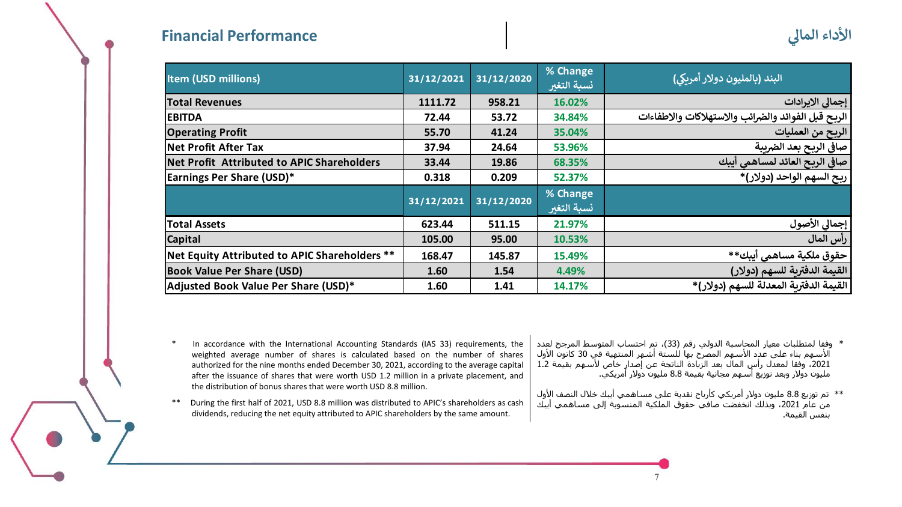## Financial Performance

## الأداء المالي

| Item (USD millions) | 31/12/2021 | 31/12/2020 | % Change نسبة التغير | البند (بالمليون دولار أمريكي) |
|---|---|---|---|---|
| Total Revenues | 1111.72 | 958.21 | 16.02% | إجمالي الايرادات |
| EBITDA | 72.44 | 53.72 | 34.84% | الربح قبل الفوائد والضرائب والاستهلاكات والاطفاءات |
| Operating Profit | 55.70 | 41.24 | 35.04% | الربح من العمليات |
| Net Profit After Tax | 37.94 | 24.64 | 53.96% | صافي الربح بعد الضريبة |
| Net Profit Attributed to APIC Shareholders | 33.44 | 19.86 | 68.35% | صافي الربح العائد لمساهمي أبيك |
| Earnings Per Share (USD)* | 0.318 | 0.209 | 52.37% | ربح السهم الواحد (دولار)* |
| | 31/12/2021 | 31/12/2020 | % Change نسبة التغير | |
| Total Assets | 623.44 | 511.15 | 21.97% | إجمالي الأصول |
| Capital | 105.00 | 95.00 | 10.53% | رأس المال |
| Net Equity Attributed to APIC Shareholders ** | 168.47 | 145.87 | 15.49% | حقوق ملكية مساهمي أبيك** |
| Book Value Per Share (USD) | 1.60 | 1.54 | 4.49% | القيمة الدفترية للسهم (دولار) |
| Adjusted Book Value Per Share (USD)* | 1.60 | 1.41 | 14.17% | القيمة الدفترية المعدلة للسهم (دولار)* |

\* In accordance with the International Accounting Standards (IAS 33) requirements, the weighted average number of shares is calculated based on the number of shares authorized for the nine months ended December 30, 2021, according to the average capital after the issuance of shares that were worth USD 1.2 million in a private placement, and the distribution of bonus shares that were worth USD 8.8 million.

\*\* During the first half of 2021, USD 8.8 million was distributed to APIC's shareholders as cash dividends, reducing the net equity attributed to APIC shareholders by the same amount.

\* وفقا لمتطلبات معيار المحاسبة الدولي رقم (33)، تم احتساب المتوسط المرجح لعدد الأسهم بناء على عدد الأسهم المصرح بها للستة أشهر المنتهية في 30 كانون الأول 2021، وفقا لمعدل رأس المال بعد الزيادة الناتجة عن إصدار خاص لأسهم بقيمة 1.2 مليون دولار وبعد توزيع أسهم مجانية بقيمة 8.8 مليون دولار أمريكي.

\*\* تم توزيع 8.8 مليون دولار أمريكي كأرباح نقدية على مساهمي أبيك خلال النصف الأول من عام 2021، وبذلك انخفضت صافي حقوق الملكية المنسوبة إلى مساهمي أبيك بنفس القيمة.